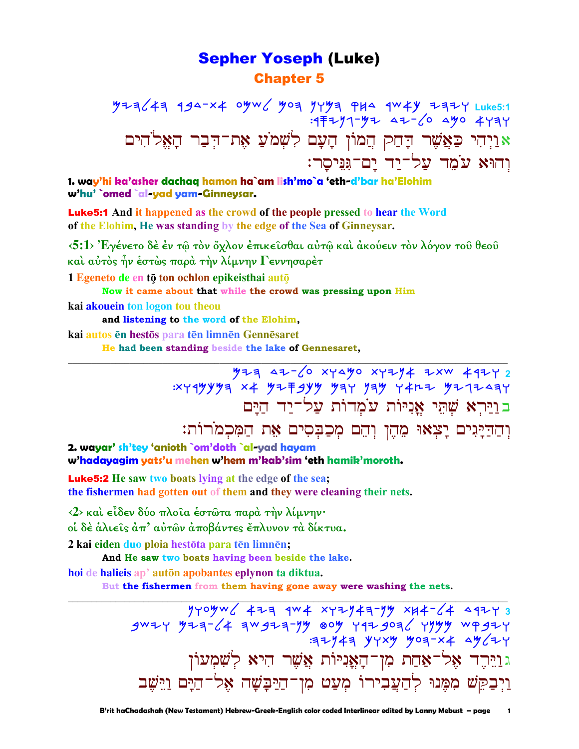# Sepher Yoseph (Luke)

## Chapter 5

Luke5:1 (Paleo-Hebrew script)

אוַיְהִי כַּאֲשֶׁר דָּחַק הֲמוֹן הָעָם לִשְׁמֹעַ אֶת־דְּבַר הָאֱלֹהִים וְהוּא עֹמֵד עַל־יַד יָם־גִּנֵּיסָר׃

**1. way'hi ka'asher dachaq hamon ha`am lish'mo`a 'eth-d'bar ha'Elohim w'hu' `omed `al-yad yam-Ginneysar.**

**Luke5:1** And it happened as the crowd of the people pressed to hear the Word of the Elohim, He was standing by the edge of the Sea of Ginneysar.

‹5:1› Ἐγένετο δὲ ἐν τῷ τὸν ὄχλον ἐπικεῖσθαι αὐτῷ καὶ ἀκούειν τὸν λόγον τοῦ θεοῦ καὶ αὐτὸς ἦν ἑστὼς παρὰ τὴν λίμνην Γεννησαρὲτ

1 Egeneto de en tō ton ochlon epikeisthai autō
  **Now it came about that while the crowd was pressing upon Him**

kai akouein ton logon tou theou
  **and listening to the word of the Elohim,**

kai autos ēn hestōs para tēn limnēn Gennēsaret
  **He had been standing beside the lake of Gennesaret,**

---

2 (Paleo-Hebrew script)

בוַיַּרְא שְׁתֵּי אֳנִיּוֹת עֹמְדוֹת עַל־יַד הַיָּם וְהַדַּיָּגִים יָצְאוּ מֵהֶן וְהֵם מְכַבְּסִים אֶת הַמִּכְמֹרוֹת׃

**2. wayar' sh'tey 'anioth `om'doth `al-yad hayam w'hadayagim yats'u mehen w'hem m'kab'sim 'eth hamik'moroth.**

**Luke5:2** He saw two boats lying at the edge of the sea; the fishermen had gotten out of them and they were cleaning their nets.

‹2› καὶ εἶδεν δύο πλοῖα ἑστῶτα παρὰ τὴν λίμνην· οἱ δὲ ἁλιεῖς ἀπ' αὐτῶν ἀποβάντες ἔπλυνον τὰ δίκτυα.

2 kai eiden duo ploia hestōta para tēn limnēn;
  **And He saw two boats having been beside the lake.**

hoi de halieis ap' autōn apobantes eplynon ta diktua.
  **But the fishermen from them having gone away were washing the nets.**

---

3 (Paleo-Hebrew script)

גוַיֵּרֶד אֶל־אַחַת מִן־הָאֳנִיּוֹת אֲשֶׁר הִיא לְשִׁמְעוֹן וַיְבַקֵּשׁ מִמֶּנּוּ לְהַעֲבִירוֹ מְעַט מִן־הַיַּבָּשָׁה אֶל־הַיָּם וַיֵּשֶׁב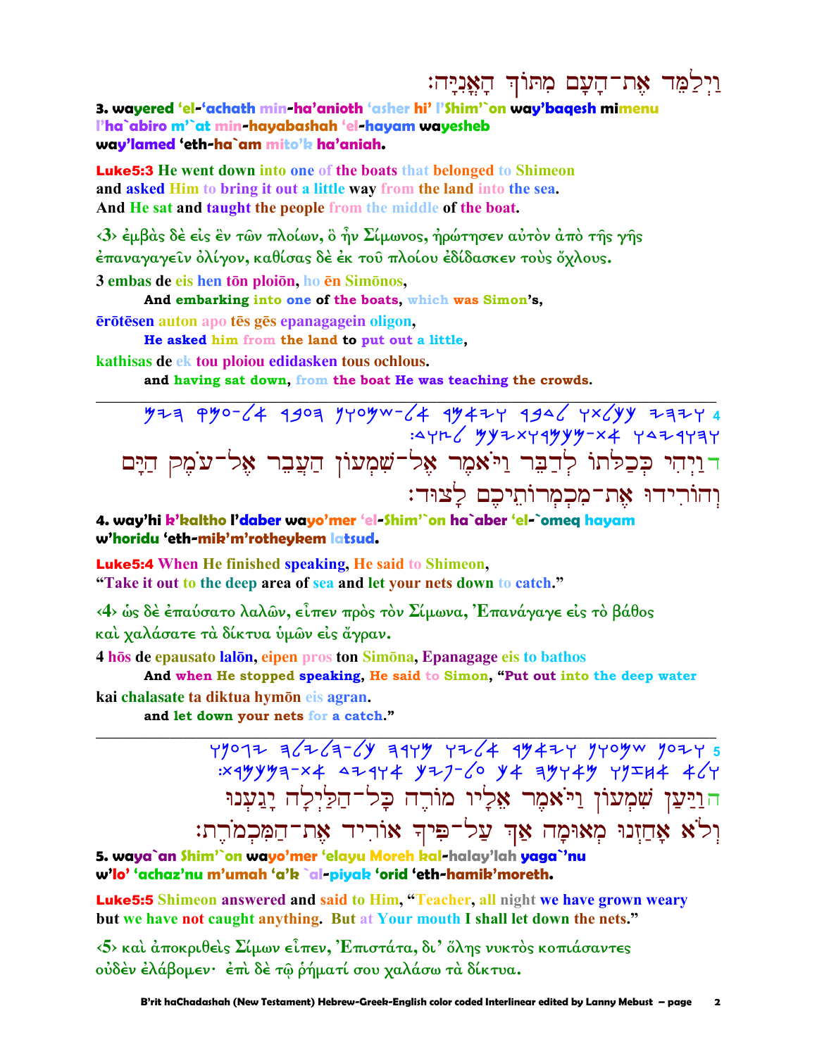וַיְלַמֵּד אֶת־הָעָם מִתּוֹךְ הָאֳנִיָּה׃

**3. wayered 'el-'achath min-ha'anioth 'asher hi' l'Shim'`on way'baqesh mimenu l'ha`abiro m'`at min-hayabashah 'el-hayam wayesheb way'lamed 'eth-ha`am mito'k ha'aniah.**

**Luke5:3** He went down into one of the boats that belonged to Shimeon and asked Him to bring it out a little way from the land into the sea. And He sat and taught the people from the middle of the boat.

‹3› ἐμβὰς δὲ εἰς ἓν τῶν πλοίων, ὃ ἦν Σίμωνος, ἠρώτησεν αὐτὸν ἀπὸ τῆς γῆς ἐπαναγαγεῖν ὀλίγον, καθίσας δὲ ἐκ τοῦ πλοίου ἐδίδασκεν τοὺς ὄχλους.

3 embas de eis hen tōn ploiōn, ho ēn Simōnos,
**And embarking into one of the boats, which was Simon's,**

ērōtēsen auton apo tēs gēs epanagagein oligon,
**He asked him from the land to put out a little,**

kathisas de ek tou ploiou edidasken tous ochlous.
**and having sat down, from the boat He was teaching the crowds.**

---

ד וַיְהִי כְּכַלֹּתוֹ לְדַבֵּר וַיֹּאמֶר אֶל־שִׁמְעוֹן הַעֲבֵר אֶל־עֹמֶק הַיָּם וְהוֹרִידוּ אֶת־מִכְמְרוֹתֵיכֶם לָצוּד׃

**4. way'hi k'kaltho l'daber wayo'mer 'el-Shim'`on ha`aber 'el-`omeq hayam w'horidu 'eth-mik'm'rotheykem latsud.**

**Luke5:4** When He finished speaking, He said to Shimeon, "Take it out to the deep area of sea and let your nets down to catch."

‹4› ὡς δὲ ἐπαύσατο λαλῶν, εἶπεν πρὸς τὸν Σίμωνα, Ἐπανάγαγε εἰς τὸ βάθος καὶ χαλάσατε τὰ δίκτυα ὑμῶν εἰς ἄγραν.

4 hōs de epausato lalōn, eipen pros ton Simōna, Epanagage eis to bathos
**And when He stopped speaking, He said to Simon, "Put out into the deep water**

kai chalasate ta diktua hymōn eis agran.
**and let down your nets for a catch."**

---

ה וַיַּעַן שִׁמְעוֹן וַיֹּאמֶר אֵלָיו מוֹרֶה כָּל־הַלַּיְלָה יָגַעְנוּ וְלֹא אָחַזְנוּ מְאוּמָה אַךְ עַל־פִּיךָ אוֹרִיד אֶת־הַמִּכְמֹרֶת׃

**5. waya`an Shim'`on wayo'mer 'elayu Moreh kal-halay'lah yaga`'nu w'lo' 'achaz'nu m'umah 'a'k `al-piyak 'orid 'eth-hamik'moreth.**

**Luke5:5** Shimeon answered and said to Him, "Teacher, all night we have grown weary but we have not caught anything. But at Your mouth I shall let down the nets."

‹5› καὶ ἀποκριθεὶς Σίμων εἶπεν, Ἐπιστάτα, δι' ὅλης νυκτὸς κοπιάσαντες οὐδὲν ἐλάβομεν· ἐπὶ δὲ τῷ ῥήματί σου χαλάσω τὰ δίκτυα.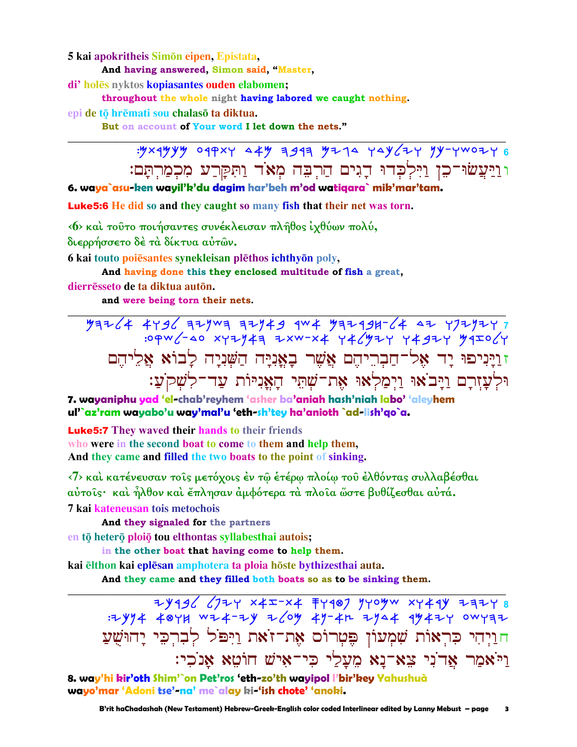5 kai apokritheis Simōn eipen, Epistata,

And having answered, Simon said, "Master,

di' holēs nyktos kopiasantes ouden elabomen;

throughout the whole night having labored we caught nothing.

epi de tō hrēmati sou chalasō ta diktua.

But on account of Your word I let down the nets."

---

:מכמרתם ותקרע מאד הרבה דגים וילכדו כן־ויעשו 6

ו וַיַּעֲשׂוּ־כֵן וַיִּלְכְּדוּ דָגִים הַרְבֵּה מְאֹד וַתִּקָּרַע מִכְמַרְתָּם:

**6. waya`asu-ken wayil'k'du dagim har'beh m'od watiqara` mik'mar'tam.**

**Luke5:6 He did so and they caught so many fish that their net was torn.**

‹6› καὶ τοῦτο ποιήσαντες συνέκλεισαν πλῆθος ἰχθύων πολύ, διερρήσσετο δὲ τὰ δίκτυα αὐτῶν.

6 kai touto poiēsantes synekleisan plēthos ichthyōn poly,

And having done this they enclosed multitude of fish a great,

dierrēsseto de ta diktua autōn.

and were being torn their nets.

---

אליהם לבוא השניה באניה אשר חבריהם־אל יד ויניפו 7
:לשקע־עד האניות שתי־את וימלאו ויבאו ולעזרם

ז וַיָּנִיפוּ יָד אֶל־חַבְרֵיהֶם אֲשֶׁר בָּאֳנִיָּה הַשֵּׁנִיָּה לָבוֹא אֲלֵיהֶם וּלְעָזְרָם וַיָּבֹאוּ וַיְמַלְאוּ אֶת־שְׁתֵּי הָאֳנִיּוֹת עַד־לִשְׁקֹעַ:

**7. wayaniphu yad 'el-chab'reyhem 'asher ba'aniah hash'niah labo' 'aleyhem ul'`az'ram wayabo'u way'mal'u 'eth-sh'tey ha'anioth `ad-lish'qo`a.**

**Luke5:7 They waved their hands to their friends who were in the second boat to come to them and help them, And they came and filled the two boats to the point of sinking.**

‹7› καὶ κατένευσαν τοῖς μετόχοις ἐν τῷ ἑτέρῳ πλοίῳ τοῦ ἐλθόντας συλλαβέσθαι αὐτοῖς· καὶ ἦλθον καὶ ἔπλησαν ἀμφότερα τὰ πλοῖα ὥστε βυθίζεσθαι αὐτά.

7 kai kateneusan tois metochois

And they signaled for the partners

en tō heterō ploiō tou elthontas syllabesthai autois;

in the other boat that having come to help them.

kai ēlthon kai eplēsan amphotera ta ploia hōste bythizesthai auta.

And they came and they filled both boats so as to be sinking them.

---

לברכי ויפל זאת־את פטרוס שמעון כראות ויהי 8
:אנכי חוטא איש־כי מעלי נא־צא אדני ויאמר

ח וַיְהִי כִּרְאוֹת שִׁמְעוֹן פֶּטְרוֹס אֶת־זֹאת וַיִּפֹּל לְבִרְכֵּי יָהוּשֻׁעַ וַיֹּאמַר אֲדֹנִי צֵא־נָא מֵעָלַי כִּי־אִישׁ חוֹטֵא אָנֹכִי:

**8. way'hi kir'oth Shim'`on Pet'ros 'eth-zo'th wayipol l'bir'key Yahushuà wayo'mar 'Adoni tse'-na' me`alay ki-'ish chote' 'anoki.**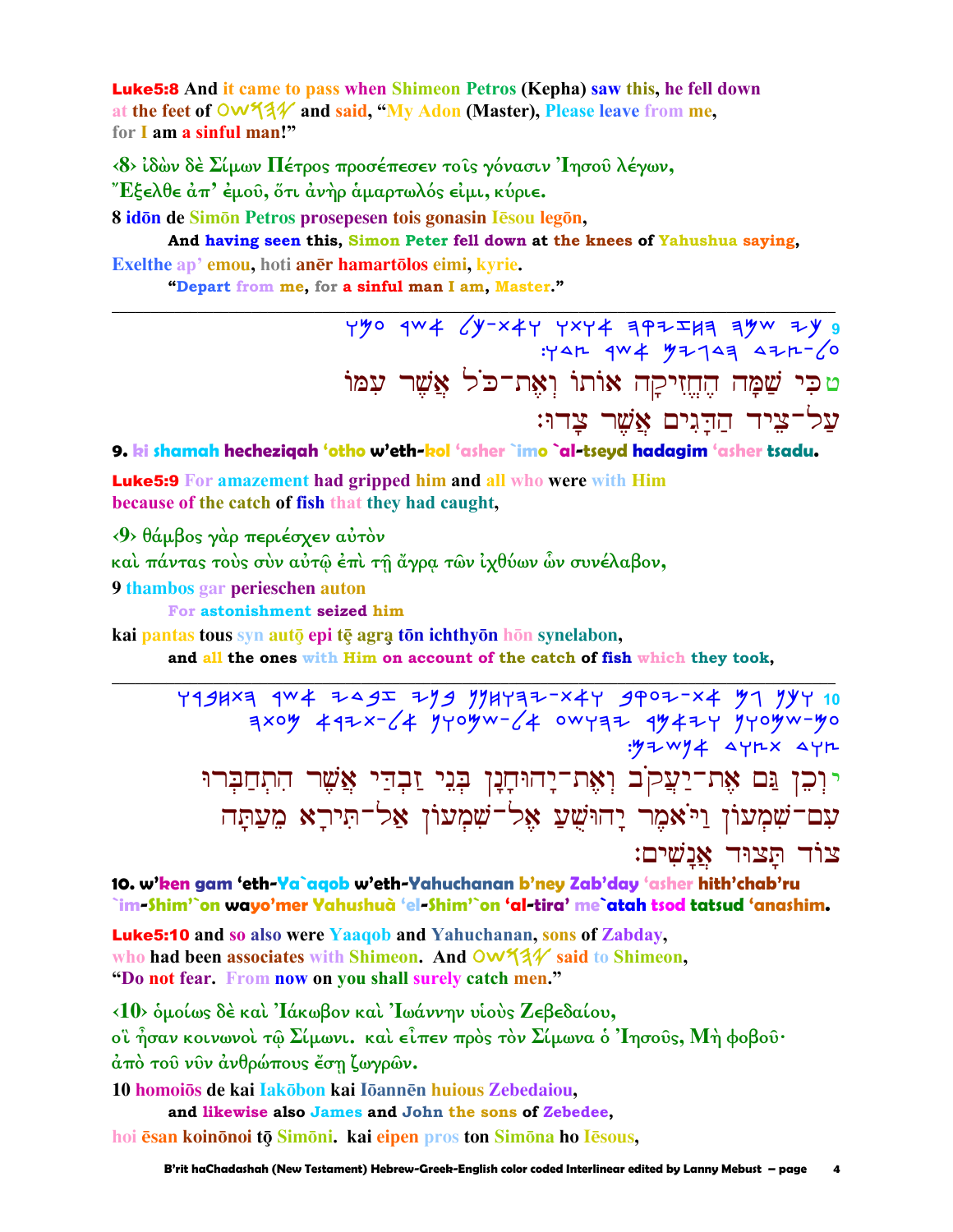**Luke5:8** And it came to pass when Shimeon Petros (Kepha) saw this, he fell down at the feet of OWY3Y and said, "My Adon (Master), Please leave from me, for I am a sinful man!"

‹8› ἰδὼν δὲ Σίμων Πέτρος προσέπεσεν τοῖς γόνασιν Ἰησοῦ λέγων,
Ἔξελθε ἀπ' ἐμοῦ, ὅτι ἀνὴρ ἁμαρτωλός εἰμι, κύριε.

8 idōn de Simōn Petros prosepesen tois gonasin Iēsou legōn,

**And having seen this, Simon Peter fell down at the knees of Yahushua saying,**

Exelthe ap' emou, hoti anēr hamartōlos eimi, kyrie.

**"Depart from me, for a sinful man I am, Master."**

---

YWO 9W4 LY-XAY YXY4 ZPZIHZ ZWW ZY 9
:YAH 9W4 WZ1AZ AZH-LO

ט כִּי שַׁמָּה הֶחֱזִיקָה אוֹתוֹ וְאֶת־כֹּל אֲשֶׁר עִמּוֹ
עַל־צֵיד הַדָּגִים אֲשֶׁר צָדוּ׃

**9. ki shamah hecheziqah 'otho w'eth-kol 'asher `imo `al-tseyd hadagim 'asher tsadu.**

**Luke5:9** For amazement had gripped him and all who were with Him because of the catch of fish that they had caught,

‹9› θάμβος γὰρ περιέσχεν αὐτὸν
καὶ πάντας τοὺς σὺν αὐτῷ ἐπὶ τῇ ἄγρᾳ τῶν ἰχθύων ὧν συνέλαβον,

9 thambos gar perieschen auton

**For astonishment seized him**

kai pantas tous syn autō epi tē agrą tōn ichthyōn hōn synelabon,

**and all the ones with Him on account of the catch of fish which they took,**

---

Y49HXZ 9W4 ZA9I Z Y9 YYHYZZ-XAY 9POZ-X4 W1 YYY 10
ZXOW 4ZX-L4 YYOWW-L4 OWYZZ 9W4ZY YYOWW-WO
:WZWY4 AYHX AYH

י וְכֵן גַּם אֶת־יַעֲקֹב וְאֶת־יָהוּחָנָן בְּנֵי זַבְדַּי אֲשֶׁר הִתְחַבְּרוּ
עִם־שִׁמְעוֹן וַיֹּאמֶר יָהוּשֻׁעַ אֶל־שִׁמְעוֹן אַל־תִּירָא מֵעַתָּה
צוֹד תָּצוּד אֲנָשִׁים׃

**10. w'ken gam 'eth-Ya`aqob w'eth-Yahuchanan b'ney Zab'day 'asher hith'chab'ru `im-Shim'`on wayo'mer Yahushuà 'el-Shim'`on 'al-tira' me`atah tsod tatsud 'anashim.**

**Luke5:10** and so also were Yaaqob and Yahuchanan, sons of Zabday, who had been associates with Shimeon. And OWY3Y said to Shimeon, "Do not fear. From now on you shall surely catch men."

‹10› ὁμοίως δὲ καὶ Ἰάκωβον καὶ Ἰωάννην υἱοὺς Ζεβεδαίου,
οἳ ἦσαν κοινωνοὶ τῷ Σίμωνι. καὶ εἶπεν πρὸς τὸν Σίμωνα ὁ Ἰησοῦς, Μὴ φοβοῦ·
ἀπὸ τοῦ νῦν ἀνθρώπους ἔσῃ ζωγρῶν.

10 homoiōs de kai Iakōbon kai Iōannēn huious Zebedaiou,

**and likewise also James and John the sons of Zebedee,**

hoi ēsan koinōnoi tō̧ Simōni. kai eipen pros ton Simōna ho Iēsous,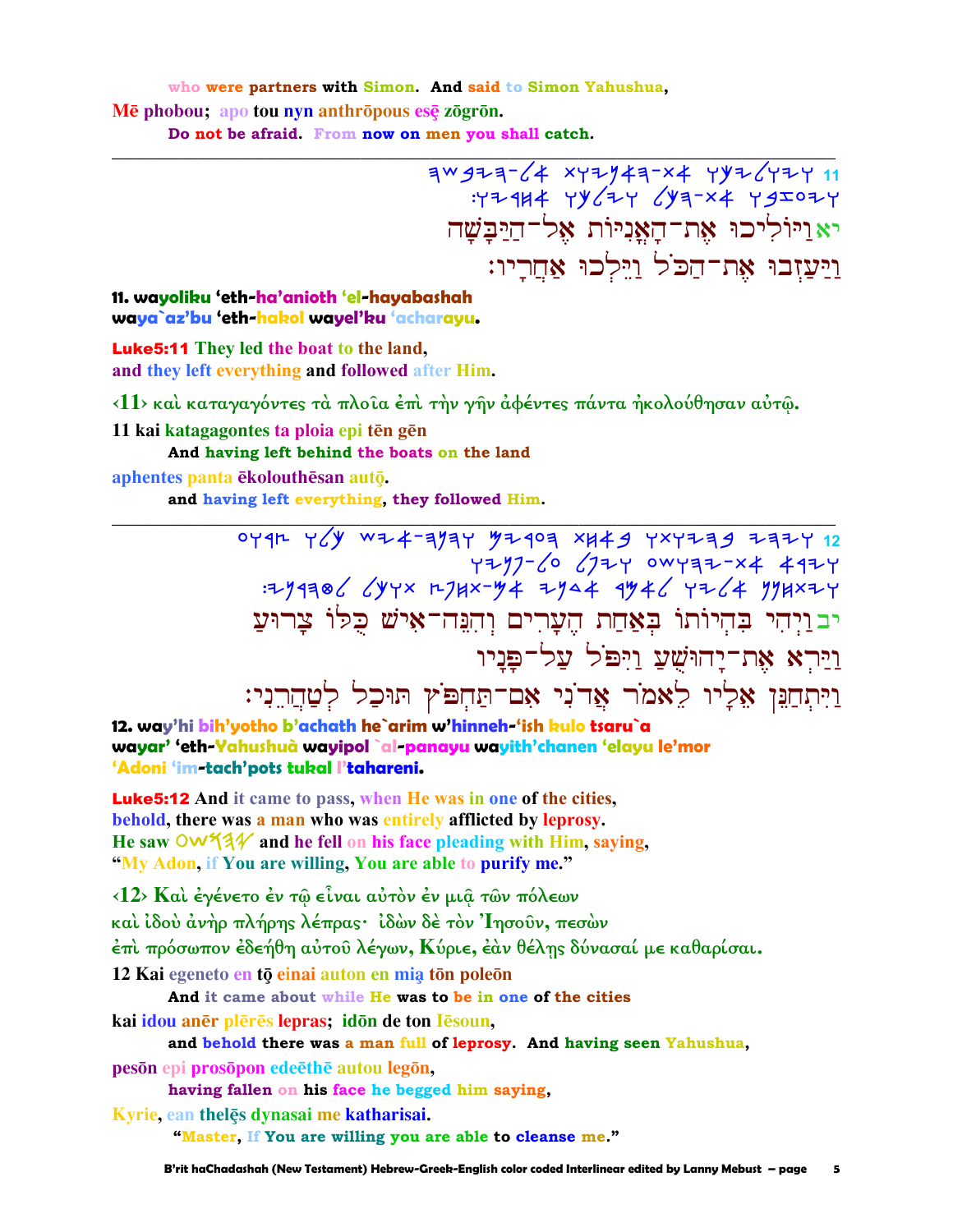who were partners with Simon. And said to Simon Yahushua,

Mē phobou; apo tou nyn anthrōpous esē zōgrōn.

Do not be afraid. From now on men you shall catch.

---

11 ויוליכו את-האניות אל-היבשה ויעזבו את-הכל וילכו אחריו:

יא וַיּוֹלִיכוּ אֶת-הָאֳנִיּוֹת אֶל-הַיַּבָּשָׁה וַיַּעַזְבוּ אֶת-הַכֹּל וַיֵּלְכוּ אַחֲרָיו:

**11. wayoliku 'eth-ha'anioth 'el-hayabashah waya`az'bu 'eth-hakol wayel'ku 'acharayu.**

**Luke5:11** They led the boat to the land, and they left everything and followed after Him.

‹11› καὶ καταγαγόντες τὰ πλοῖα ἐπὶ τὴν γῆν ἀφέντες πάντα ἠκολούθησαν αὐτῷ.

11 kai katagagontes ta ploia epi tēn gēn

And having left behind the boats on the land

aphentes panta ēkolouthēsan autō.

and having left everything, they followed Him.

---

12 ויהי בהיותו באחת הערים והנה-איש כלו צרוע וירא את-יהושע ויפל על-פניו ויתחנן אליו לאמר אדני אם-תחפץ תוכל לטהרני:

יב וַיְהִי בִּהְיוֹתוֹ בְּאַחַת הֶעָרִים וְהִנֵּה-אִישׁ כֻּלּוֹ צָרוּעַ וַיַּרְא אֶת-יָהוּשֻׁעַ וַיִּפֹּל עַל-פָּנָיו וַיִּתְחַנֵּן אֵלָיו לֵאמֹר אֲדֹנִי אִם-תַּחְפֹּץ תּוּכַל לְטַהֲרֵנִי:

**12. way'hi bih'yotho b'achath he`arim w'hinneh-'ish kulo tsaru`a wayar' 'eth-Yahushuà wayipol `al-panayu wayith'chanen 'elayu le'mor 'Adoni 'im-tach'pots tukal l'tahareni.**

**Luke5:12** And it came to pass, when He was in one of the cities, behold, there was a man who was entirely afflicted by leprosy. He saw OWSHY and he fell on his face pleading with Him, saying, "My Adon, if You are willing, You are able to purify me."

‹12› Καὶ ἐγένετο ἐν τῷ εἶναι αὐτὸν ἐν μιᾷ τῶν πόλεων καὶ ἰδοὺ ἀνὴρ πλήρης λέπρας· ἰδὼν δὲ τὸν Ἰησοῦν, πεσὼν ἐπὶ πρόσωπον ἐδεήθη αὐτοῦ λέγων, Κύριε, ἐὰν θέλῃς δύνασαί με καθαρίσαι.

12 Kai egeneto en tō einai auton en mia tōn poleōn

And it came about while He was to be in one of the cities

kai idou anēr plērēs lepras; idōn de ton Iēsoun,

and behold there was a man full of leprosy. And having seen Yahushua,

pesōn epi prosōpon edeēthē autou legōn,

having fallen on his face he begged him saying,

Kyrie, ean thelēs dynasai me katharisai.

"Master, If You are willing you are able to cleanse me."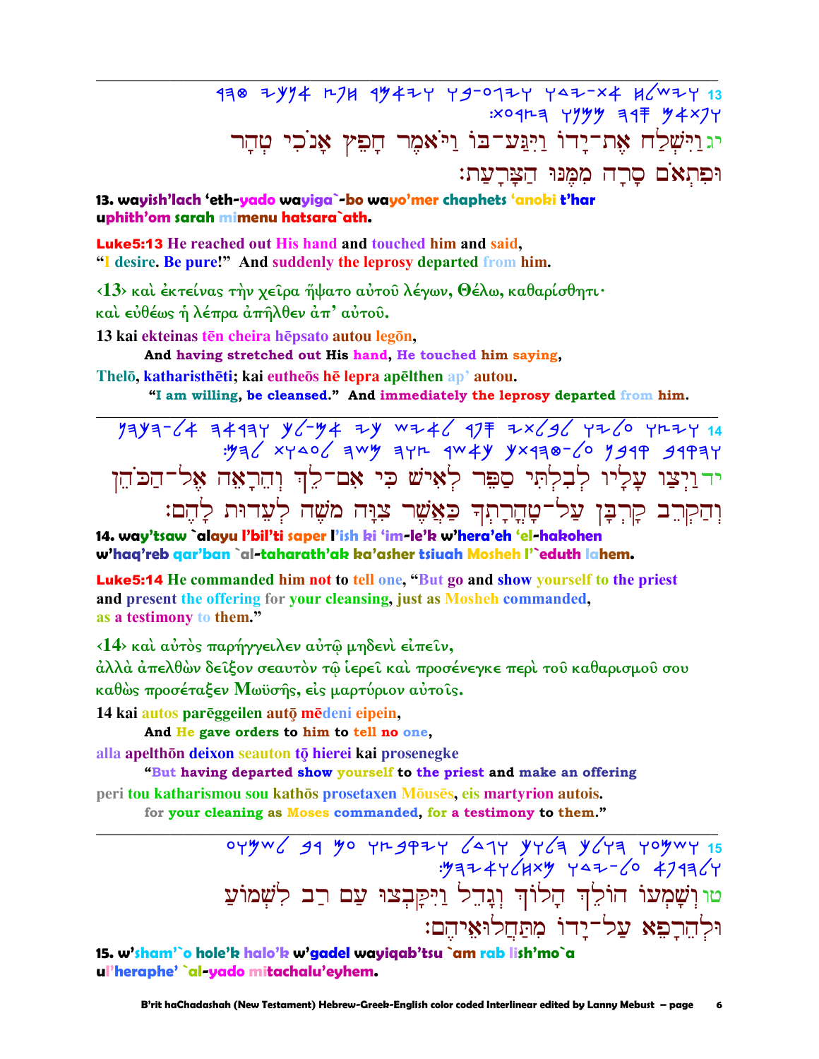13 ויּשׁלח את-ידו ויּגּע-בּו ויּאמר חפץ אנכי טהר
:ופתאם סרה ממּנּו הצּרעת

יג וַיִּשְׁלַח אֶת־יָדוֹ וַיִּגַּע־בּוֹ וַיֹּאמֶר חָפֵץ אָנֹכִי טְהָר
וּפִתְאֹם סָרָה מִמֶּנּוּ הַצָּרָעַת׃

**13. wayish'lach 'eth-yado wayiga`-bo wayo'mer chaphets 'anoki t'har uphith'om sarah mimenu hatsara`ath.**

**Luke5:13** He reached out His hand and touched him and said, "I desire. Be pure!" And suddenly the leprosy departed from him.

‹13› καὶ ἐκτείνας τὴν χεῖρα ἥψατο αὐτοῦ λέγων, Θέλω, καθαρίσθητι· καὶ εὐθέως ἡ λέπρα ἀπῆλθεν ἀπ' αὐτοῦ.

13 kai ekteinas tēn cheira hēpsato autou legōn,
**And having stretched out His hand, He touched him saying,**
Thelō, katharisthēti; kai eutheōs hē lepra apēlthen ap' autou.
**"I am willing, be cleansed." And immediately the leprosy departed from him.**

---

14 ויצו עליו לבלתי ספר לאישׁ כי אם-לך והראה אל-הכהן
:והקרב קרבן על-טהרתך כאשׁר צוה משׁה לעדות להם

יד וַיְצַו עָלָיו לְבִלְתִּי סַפֵּר לְאִישׁ כִּי אִם־לֵךְ וְהֵרָאֵה אֶל־הַכֹּהֵן
וְהַקְרֵב קָרְבָּן עַל־טָהֳרָתְךָ כַּאֲשֶׁר צִוָּה מֹשֶׁה לְעֵדוּת לָהֶם׃

**14. way'tsaw `alayu l'bil'ti saper l'ish ki 'im-le'k w'hera'eh 'el-hakohen w'haq'reb qar'ban `al-taharath'ak ka'asher tsiuah Mosheh l'`eduth lahem.**

**Luke5:14** He commanded him not to tell one, "But go and show yourself to the priest and present the offering for your cleansing, just as Mosheh commanded, as a testimony to them."

‹14› καὶ αὐτὸς παρήγγειλεν αὐτῷ μηδενὶ εἰπεῖν, ἀλλὰ ἀπελθὼν δεῖξον σεαυτὸν τῷ ἱερεῖ καὶ προσένεγκε περὶ τοῦ καθαρισμοῦ σου καθὼς προσέταξεν Μωϋσῆς, εἰς μαρτύριον αὐτοῖς.

14 kai autos parēggeilen autō mēdeni eipein,
**And He gave orders to him to tell no one,**
alla apelthōn deixon seauton tō hierei kai prosenegke
**"But having departed show yourself to the priest and make an offering**
peri tou katharismou sou kathōs prosetaxen Mōusēs, eis martyrion autois.
**for your cleaning as Moses commanded, for a testimony to them."**

---

15 ושׁמעו הולך הלוך וגדל ויקבצו עם רב לשׁמוע
:ולהרפא על-ידו מתחלואיהם

טו וְשָׁמְעוֹ הוֹלֵךְ הָלוֹךְ וְגָדֵל וַיִּקָּבְצוּ עַם רַב לִשְׁמוֹעַ
וּלְהֵרָפֵא עַל־יָדוֹ מִתַּחֲלוּאֵיהֶם׃

**15. w'sham'`o hole'k halo'k w'gadel wayiqab'tsu `am rab lish'mo`a ul'heraphe' `al-yado mitachalu'eyhem.**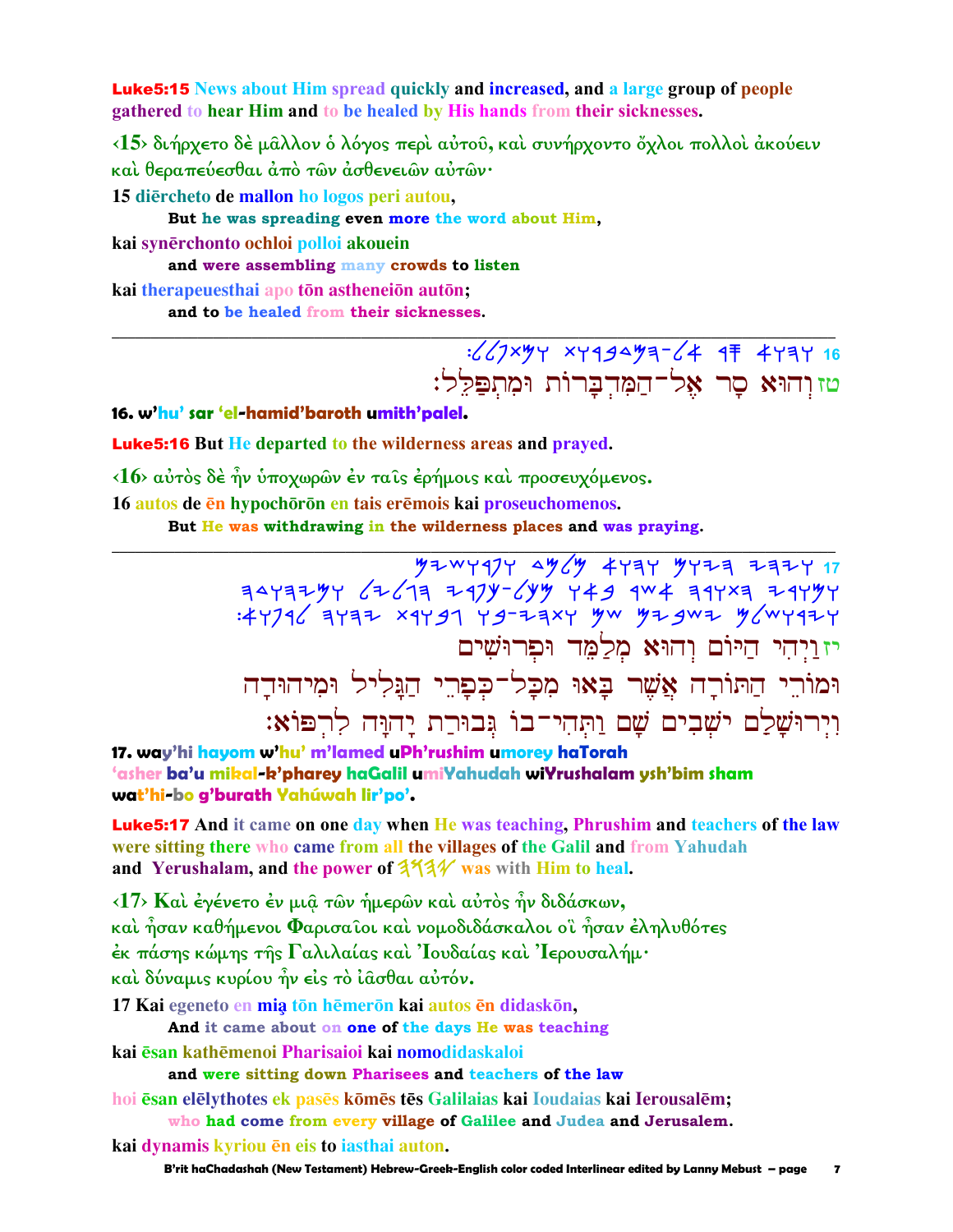**Luke5:15** News about Him spread quickly and increased, and a large group of people gathered to hear Him and to be healed by His hands from their sicknesses.

‹15› διήρχετο δὲ μᾶλλον ὁ λόγος περὶ αὐτοῦ, καὶ συνήρχοντο ὄχλοι πολλοὶ ἀκούειν καὶ θεραπεύεσθαι ἀπὸ τῶν ἀσθενειῶν αὐτῶν·

15 diērcheto de mallon ho logos peri autou,
  **But he was spreading even more the word about Him,**
kai synērchonto ochloi polloi akouein
  **and were assembling many crowds to listen**
kai therapeuesthai apo tōn astheneiōn autōn;
  **and to be healed from their sicknesses.**

---

16 :ללפתמו תורבדמה-לא רס אוהו

טז וְהוּא סָר אֶל־הַמִּדְבָּרוֹת וּמִתְפַּלֵּל׃

**16. w'hu' sar 'el-hamid'baroth umith'palel.**

**Luke5:16** But He departed to the wilderness areas and prayed.

‹16› αὐτὸς δὲ ἦν ὑποχωρῶν ἐν ταῖς ἐρήμοις καὶ προσευχόμενος.

16 autos de ēn hypochōrōn en tais erēmois kai proseuchomenos.
  **But He was withdrawing in the wilderness places and was praying.**

---

17 םישורפו דמלמ אוהו םויה יהיו
הדוהימו לילגה ירפכ-לכמ ואב רשא הרותה ירומו
:אופרל הוהי תרובג וב-יהתו םש םיבשי םלשוריו

יז וַיְהִי הַיּוֹם וְהוּא מְלַמֵּד וּפְרוּשִׁים
וּמוֹרֵי הַתּוֹרָה אֲשֶׁר בָּאוּ מִכָּל־כְּפָרֵי הַגָּלִיל וּמִיהוּדָה
וִירוּשָׁלַם יֹשְׁבִים שָׁם וַתְּהִי־בוֹ גְּבוּרַת יָהוָּה לִרְפּוֹא׃

**17. way'hi hayom w'hu' m'lamed uPh'rushim umorey haTorah 'asher ba'u mikal-k'pharey haGalil umiYahudah wiYrushalam ysh'bim sham wat'hi-bo g'burath Yahúwah lir'po'.**

**Luke5:17** And it came on one day when He was teaching, Phrushim and teachers of the law were sitting there who came from all the villages of the Galil and from Yahudah and Yerushalam, and the power of הוהי was with Him to heal.

‹17› Καὶ ἐγένετο ἐν μιᾷ τῶν ἡμερῶν καὶ αὐτὸς ἦν διδάσκων, καὶ ἦσαν καθήμενοι Φαρισαῖοι καὶ νομοδιδάσκαλοι οἳ ἦσαν ἐληλυθότες ἐκ πάσης κώμης τῆς Γαλιλαίας καὶ Ἰουδαίας καὶ Ἱερουσαλήμ· καὶ δύναμις κυρίου ἦν εἰς τὸ ἰᾶσθαι αὐτόν.

17 Kai egeneto en mią tōn hēmerōn kai autos ēn didaskōn,
  **And it came about on one of the days He was teaching**
kai ēsan kathēmenoi Pharisaioi kai nomodidaskaloi
  **and were sitting down Pharisees and teachers of the law**
hoi ēsan elēlythotes ek pasēs kōmēs tēs Galilaias kai Ioudaias kai Ierousalēm;
  **who had come from every village of Galilee and Judea and Jerusalem.**
kai dynamis kyriou ēn eis to iasthai auton.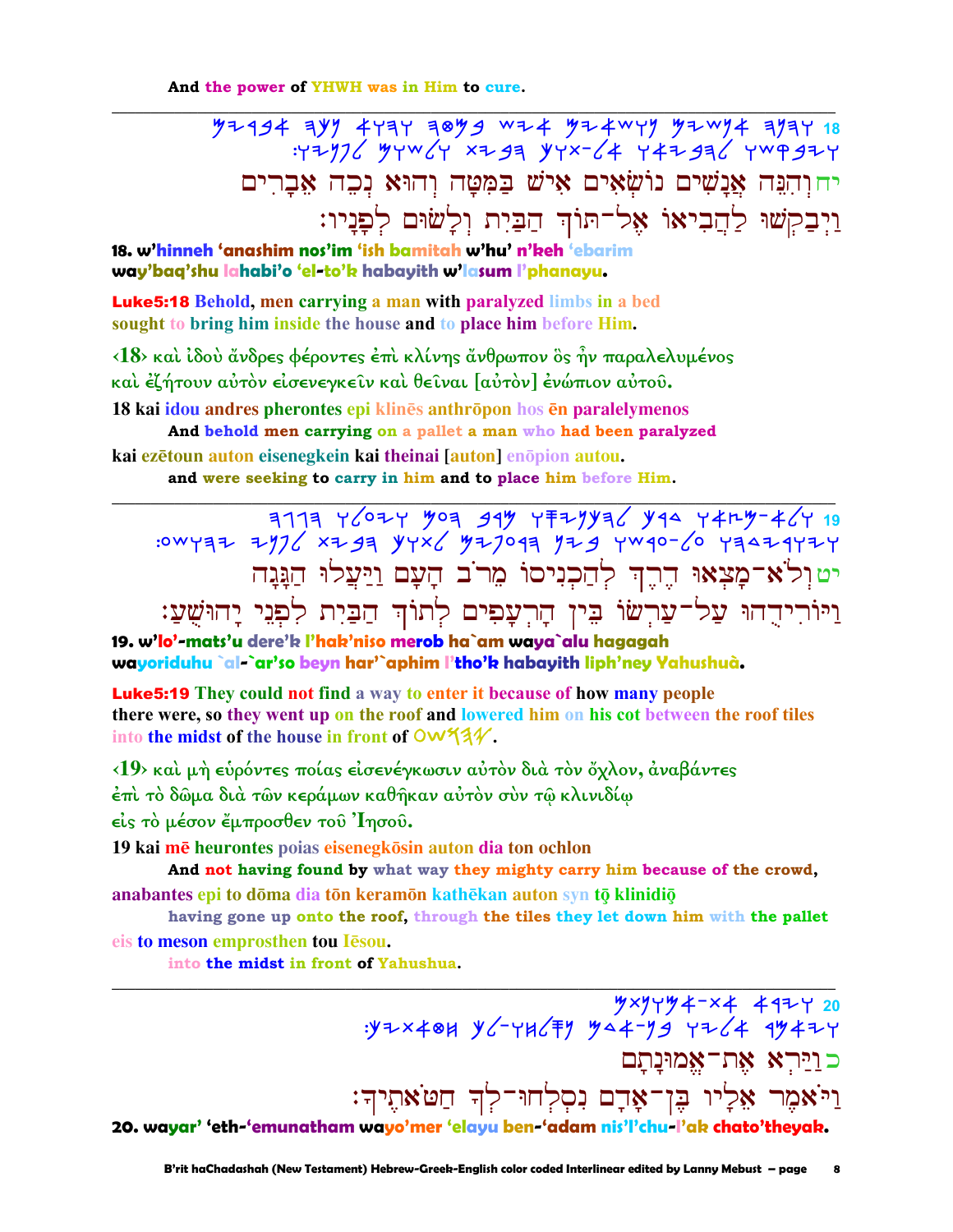And the power of YHWH was in Him to cure.

---

18 יחוְהִנֵּה אֲנָשִׁים נוֹשְׂאִים אִישׁ בַּמִּטָּה וְהוּא נְכֵה אֵבָרִים
וַיְבַקְשׁוּ לַהֲבִיאוֹ אֶל־תּוֹךְ הַבַּיִת וְלָשׂוּם לְפָנָיו׃

**18. w'hinneh 'anashim nos'im 'ish bamitah w'hu' n'keh 'ebarim**
**way'baq'shu lahabi'o 'el-to'k habayith w'lasum l'phanayu.**

**Luke5:18** Behold, men carrying a man with paralyzed limbs in a bed sought to bring him inside the house and to place him before Him.

‹18› καὶ ἰδοὺ ἄνδρες φέροντες ἐπὶ κλίνης ἄνθρωπον ὃς ἦν παραλελυμένος καὶ ἐζήτουν αὐτὸν εἰσενεγκεῖν καὶ θεῖναι [αὐτὸν] ἐνώπιον αὐτοῦ.

18 kai idou andres pherontes epi klinēs anthrōpon hos ēn paralelymenos
**And behold men carrying on a pallet a man who had been paralyzed**
kai ezētoun auton eisenegkein kai theinai [auton] enōpion autou.
**and were seeking to carry in him and to place him before Him.**

---

19 יטוְלֹא־מָצְאוּ דֶרֶךְ לְהַכְנִיסוֹ מֵרֹב הָעָם וַיַּעֲלוּ הַגָּגָה
וַיּוֹרִידֻהוּ עַל־עַרְשׂוֹ בֵּין הָרְעָפִים לְתוֹךְ הַבַּיִת לִפְנֵי יָהוּשֻׁעַ׃

**19. w'lo'-mats'u dere'k l'hak'niso merob ha`am waya`alu hagagah**
**wayoriduhu `al-`ar'so beyn har'`aphim l'tho'k habayith liph'ney Yahushuà.**

**Luke5:19** They could not find a way to enter it because of how many people there were, so they went up on the roof and lowered him on his cot between the roof tiles into the midst of the house in front of Yahushua.

‹19› καὶ μὴ εὑρόντες ποίας εἰσενέγκωσιν αὐτὸν διὰ τὸν ὄχλον, ἀναβάντες ἐπὶ τὸ δῶμα διὰ τῶν κεράμων καθῆκαν αὐτὸν σὺν τῷ κλινιδίῳ εἰς τὸ μέσον ἔμπροσθεν τοῦ Ἰησοῦ.

19 kai mē heurontes poias eisenegkōsin auton dia ton ochlon
**And not having found by what way they mighty carry him because of the crowd,**
anabantes epi to dōma dia tōn keramōn kathēkan auton syn tō klinidiō
**having gone up onto the roof, through the tiles they let down him with the pallet**
eis to meson emprosthen tou Iēsou.
**into the midst in front of Yahushua.**

---

20 כוַיַּרְא אֶת־אֱמוּנָתָם
וַיֹּאמֶר אֵלָיו בֶּן־אָדָם נִסְלְחוּ־לְךָ חַטֹּאתֶיךָ׃

**20. wayar' 'eth-'emunatham wayo'mer 'elayu ben-'adam nis'l'chu-l'ak chato'theyak.**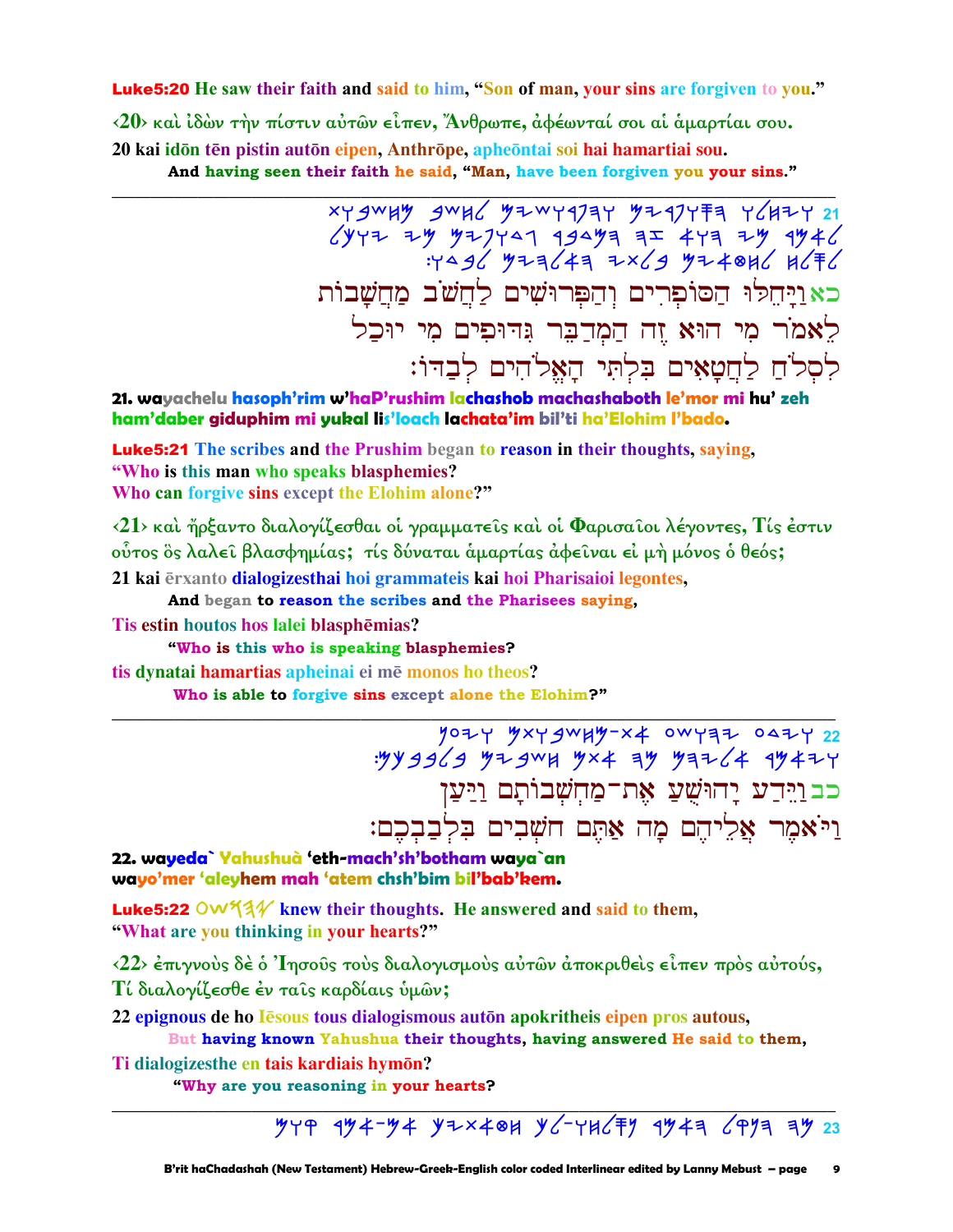**Luke5:20** He saw their faith and said to him, "Son of man, your sins are forgiven to you."

‹20› καὶ ἰδὼν τὴν πίστιν αὐτῶν εἶπεν, Ἄνθρωπε, ἀφέωνταί σοι αἱ ἁμαρτίαι σου.

20 kai idōn tēn pistin autōn eipen, Anthrōpe, apheōntai soi hai hamartiai sou.

And having seen their faith he said, "Man, have been forgiven you your sins."

---

21 ויחלו הספרים והפרושים לחשב מחשבות לאמר מי הוא זה המדבר גדופים מי יוכל לסלח לחטאים בלתי האלהים לבדו:

כא וַיָּחֵלּוּ הַסּוֹפְרִים וְהַפְּרוּשִׁים לַחְשֹׁב מַחֲשָׁבוֹת לֵאמֹר מִי הוּא זֶה הַמְדַבֵּר גִּדּוּפִים מִי יוּכַל לִסְלֹחַ לַחֲטָאִים בִּלְתִּי הָאֱלֹהִים לְבַדּוֹ:

**21. wayachelu hasoph'rim w'haP'rushim lachashob machashaboth le'mor mi hu' zeh ham'daber giduphim mi yukal lis'loach lachata'im bil'ti ha'Elohim l'bado.**

**Luke5:21** The scribes and the Prushim began to reason in their thoughts, saying, "Who is this man who speaks blasphemies? Who can forgive sins except the Elohim alone?"

‹21› καὶ ἤρξαντο διαλογίζεσθαι οἱ γραμματεῖς καὶ οἱ Φαρισαῖοι λέγοντες, Τίς ἐστιν οὗτος ὃς λαλεῖ βλασφημίας; τίς δύναται ἁμαρτίας ἀφεῖναι εἰ μὴ μόνος ὁ θεός;

21 kai ērxanto dialogizesthai hoi grammateis kai hoi Pharisaioi legontes,

And began to reason the scribes and the Pharisees saying,

Tis estin houtos hos lalei blasphēmias?

"Who is this who is speaking blasphemies?

tis dynatai hamartias apheinai ei mē monos ho theos?

Who is able to forgive sins except alone the Elohim?"

---

22 וידע יהושע את־מחשבותם ויען ויאמר אליהם מה אתם חשבים בלבבכם:

כב וַיֵּדַע יָהוּשֻׁעַ אֶת־מַחְשְׁבוֹתָם וַיַּעַן וַיֹּאמֶר אֲלֵיהֶם מָה אַתֶּם חשְׁבִים בִּלְבַבְכֶם:

**22. wayeda` Yahushuà 'eth-mach'sh'botham waya`an wayo'mer 'aleyhem mah 'atem chsh'bim bil'bab'kem.**

**Luke5:22** יהושע knew their thoughts. He answered and said to them, "What are you thinking in your hearts?"

‹22› ἐπιγνοὺς δὲ ὁ Ἰησοῦς τοὺς διαλογισμοὺς αὐτῶν ἀποκριθεὶς εἶπεν πρὸς αὐτούς, Τί διαλογίζεσθε ἐν ταῖς καρδίαις ὑμῶν;

22 epignous de ho Iēsous tous dialogismous autōn apokritheis eipen pros autous,

But having known Yahushua their thoughts, having answered He said to them,

Ti dialogizesthe en tais kardiais hymōn?

"Why are you reasoning in your hearts?

---

23 מה הקל האמר נסלחו לך חטאיך אם־אמר קום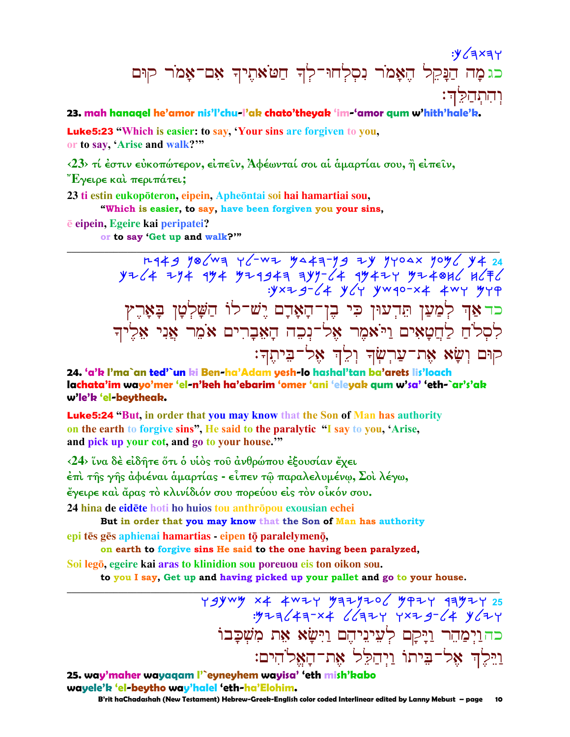:וְהִתְהַלֵּךְ
כג מָה הַנָּקֵל הֶאָמֹר נִסְלְחוּ־לְךָ חַטֹּאתֶיךָ אִם־אָמֹר קוּם וְהִתְהַלֵּךְ׃

**23. mah hanaqel he'amor nis'l'chu-l'ak chato'theyak 'im-'amor qum w'hith'hale'k.**

**Luke5:23 "Which is easier: to say, 'Your sins are forgiven to you, or to say, 'Arise and walk?'"**

‹23› τί ἐστιν εὐκοπώτερον, εἰπεῖν, Ἀφέωνταί σοι αἱ ἁμαρτίαι σου, ἢ εἰπεῖν, Ἔγειρε καὶ περιπάτει;

**23 ti estin eukopōteron, eipein, Apheōntai soi hai hamartiai sou,**
**"Which is easier, to say, have been forgiven you your sins,**
**ē eipein, Egeire kai peripatei?**
**or to say 'Get up and walk?'"**

---

כד אַךְ לְמַעַן תֵּדְעוּן כִּי בֶן־הָאָדָם יֶשׁ־לוֹ הַשָּׁלְטָן בָּאָרֶץ לִסְלֹחַ לַחֲטָאִים וַיֹּאמֶר אֶל־נְכֵה הָאֵבָרִים אֹמֵר אֲנִי אֵלֶיךָ קוּם וְשָׂא אֶת־עַרְשְׂךָ וְלֵךְ אֶל־בֵּיתֶךָ׃

**24. 'a'k l'ma`an ted'`un ki Ben-ha'Adam yesh-lo hashal'tan ba'arets lis'loach lachata'im wayo'mer 'el-n'keh ha'ebarim 'omer 'ani 'eleyak qum w'sa' 'eth-`ar's'ak w'le'k 'el-beytheak.**

**Luke5:24 "But, in order that you may know that the Son of Man has authority on the earth to forgive sins", He said to the paralytic "I say to you, 'Arise, and pick up your cot, and go to your house.'"**

‹24› ἵνα δὲ εἰδῆτε ὅτι ὁ υἱὸς τοῦ ἀνθρώπου ἐξουσίαν ἔχει ἐπὶ τῆς γῆς ἀφιέναι ἁμαρτίας - εἶπεν τῷ παραλελυμένῳ, Σοὶ λέγω, ἔγειρε καὶ ἄρας τὸ κλινίδιόν σου πορεύου εἰς τὸν οἶκόν σου.

**24 hina de eidēte hoti ho huios tou anthrōpou exousian echei**
**But in order that you may know that the Son of Man has authority**
**epi tēs gēs aphienai hamartias - eipen tō paralelymenō,**
**on earth to forgive sins He said to the one having been paralyzed,**
**Soi legō, egeire kai aras to klinidion sou poreuou eis ton oikon sou.**
**to you I say, Get up and having picked up your pallet and go to your house.**

---

כה וַיְמַהֵר וַיָּקָם לְעֵינֵיהֶם וַיִּשָּׂא אֵת מִשְׁכָּבוֹ וַיֵּלֶךְ אֶל־בֵּיתוֹ וַיְהַלֵּל אֶת־הָאֱלֹהִים׃

**25. way'maher wayaqam l'`eyneyhem wayisa' 'eth mish'kabo wayele'k 'el-beytho way'halel 'eth-ha'Elohim.**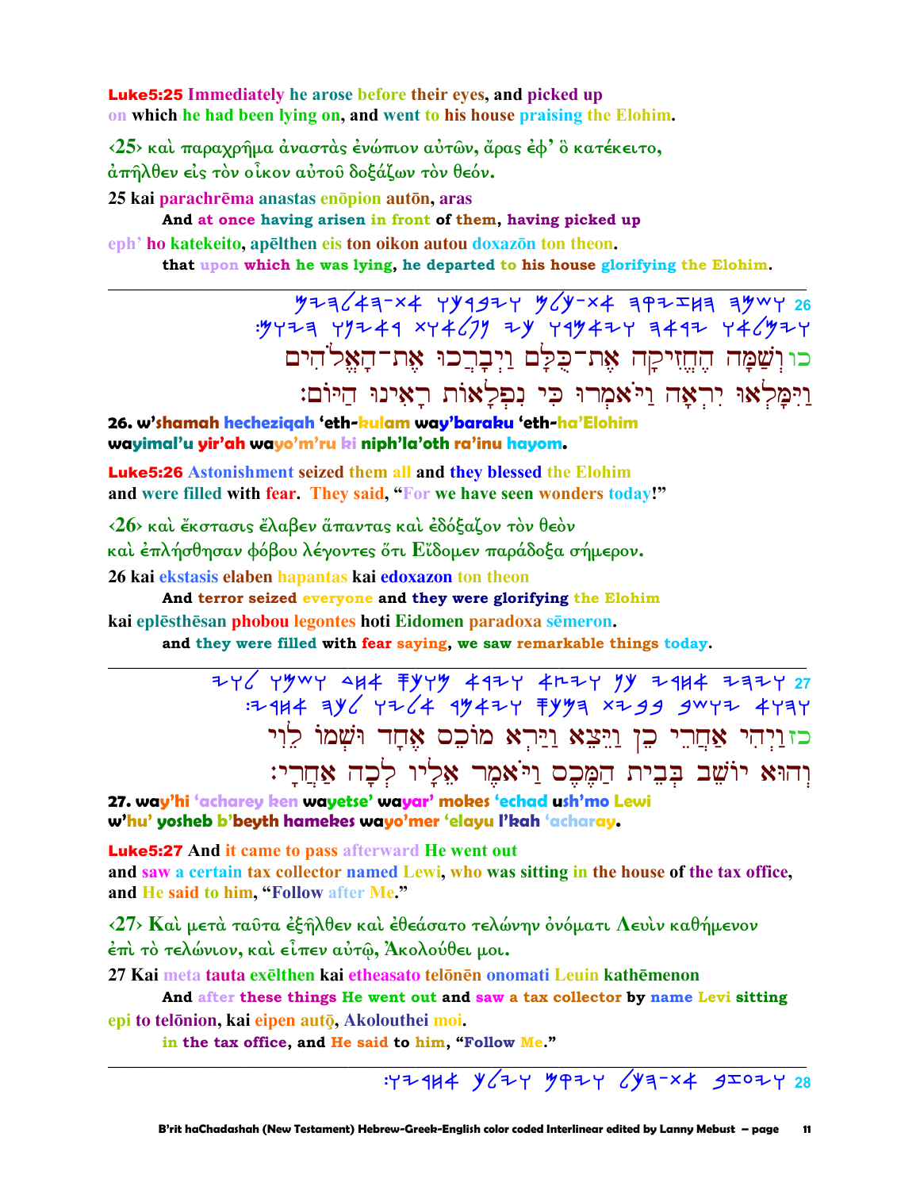**Luke5:25** Immediately he arose before their eyes, and picked up on which he had been lying on, and went to his house praising the Elohim.

‹25› καὶ παραχρῆμα ἀναστὰς ἐνώπιον αὐτῶν, ἄρας ἐφ' ὃ κατέκειτο, ἀπῆλθεν εἰς τὸν οἶκον αὐτοῦ δοξάζων τὸν θεόν.

25 kai parachrēma anastas enōpion autōn, aras
  **And at once having arisen in front of them, having picked up**
eph' ho katekeito, apēlthen eis ton oikon autou doxazōn ton theon.
  **that upon which he was lying, he departed to his house glorifying the Elohim.**

---

כו וְשַׁמָּה הֶחֱזִיקָה אֶת־כֻּלָּם וַיְבָרְכוּ אֶת־הָאֱלֹהִים
וַיִּמָּלְאוּ יִרְאָה וַיֹּאמְרוּ כִּי נִפְלָאוֹת רָאִינוּ הַיּוֹם׃

**26. w'shamah hecheziqah 'eth-kulam way'baraku 'eth-ha'Elohim wayimal'u yir'ah wayo'm'ru ki niph'la'oth ra'inu hayom.**

**Luke5:26** Astonishment seized them all and they blessed the Elohim and were filled with fear. They said, "For we have seen wonders today!"

‹26› καὶ ἔκστασις ἔλαβεν ἅπαντας καὶ ἐδόξαζον τὸν θεὸν καὶ ἐπλήσθησαν φόβου λέγοντες ὅτι Εἴδομεν παράδοξα σήμερον.

26 kai ekstasis elaben hapantas kai edoxazon ton theon
  **And terror seized everyone and they were glorifying the Elohim**
kai eplēsthēsan phobou legontes hoti Eidomen paradoxa sēmeron.
  **and they were filled with fear saying, we saw remarkable things today.**

---

כז וַיְהִי אַחֲרֵי כֵן וַיֵּצֵא וַיַּרְא מוֹכֵס אֶחָד וּשְׁמוֹ לֵוִי
וְהוּא יוֹשֵׁב בְּבֵית הַמֶּכֶס וַיֹּאמֶר אֵלָיו לְכָה אַחֲרָי׃

**27. way'hi 'acharey ken wayetse' wayar' mokes 'echad ush'mo Lewi w'hu' yosheb b'beyth hamekes wayo'mer 'elayu l'kah 'acharay.**

**Luke5:27** And it came to pass afterward He went out and saw a certain tax collector named Lewi, who was sitting in the house of the tax office, and He said to him, "Follow after Me."

‹27› Καὶ μετὰ ταῦτα ἐξῆλθεν καὶ ἐθεάσατο τελώνην ὀνόματι Λευὶν καθήμενον ἐπὶ τὸ τελώνιον, καὶ εἶπεν αὐτῷ, Ἀκολούθει μοι.

27 Kai meta tauta exēlthen kai etheasato telōnēn onomati Leuin kathēmenon
  **And after these things He went out and saw a tax collector by name Levi sitting**
epi to telōnion, kai eipen autō, Akolouthei moi.
  **in the tax office, and He said to him, "Follow Me."**

---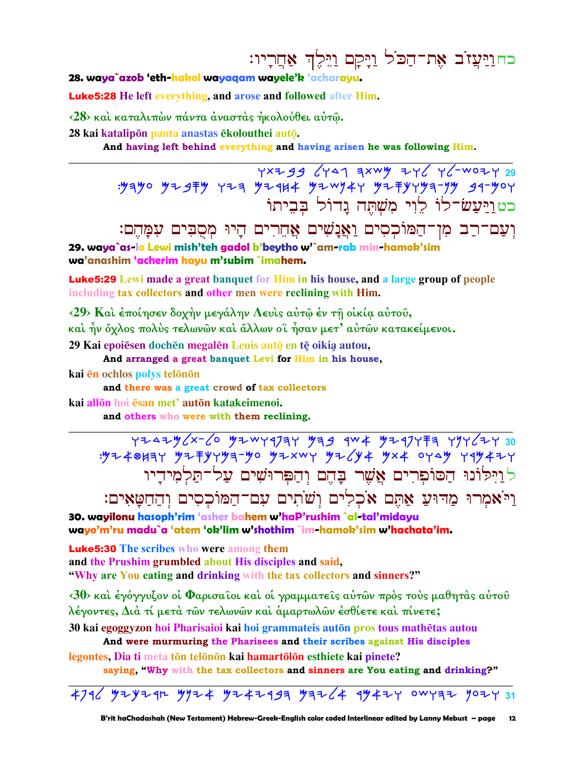כחוַיַּעֲזֹב אֶת־הַכֹּל וַיָּקָם וַיֵּלֶךְ אַחֲרָיו׃

**28. waya`azob 'eth-hakol wayaqam wayele'k 'acharayu.**

**Luke5:28 He left everything, and arose and followed after Him.**

‹28› καὶ καταλιπὼν πάντα ἀναστὰς ἠκολούθει αὐτῷ.

**28 kai katalipōn panta anastas ēkolouthei autǭ.**

**And having left behind everything and having arisen he was following Him.**

---

כטוַיַּעַשׂ־לוֹ לֵוִי מִשְׁתֶּה גָדוֹל בְּבֵיתוֹ
וְעַם־רַב מִן־הַמּוֹכְסִים וַאֲנָשִׁים אֲחֵרִים הָיוּ מְסֻבִּים עִמָּהֶם׃

**29. waya`as-lo Lewi mish'teh gadol b'beytho w'`am-rab min-hamok'sim wa'anashim 'acherim hayu m'subim `imahem.**

**Luke5:29 Lewi made a great banquet for Him in his house, and a large group of people including tax collectors and other men were reclining with Him.**

‹29› Καὶ ἐποίησεν δοχὴν μεγάλην Λευὶς αὐτῷ ἐν τῇ οἰκίᾳ αὐτοῦ,
καὶ ἦν ὄχλος πολὺς τελωνῶν καὶ ἄλλων οἳ ἦσαν μετ' αὐτῶν κατακείμενοι.

**29 Kai epoiēsen dochēn megalēn Leuis autǭ en tę oikią autou,**
**And arranged a great banquet Levi for Him in his house,**
**kai ēn ochlos polys telōnōn**
**and there was a great crowd of tax collectors**
**kai allōn hoi ēsan met' autōn katakeimenoi.**
**and others who were with them reclining.**

---

לוַיִּלּוֹנוּ הַסּוֹפְרִים אֲשֶׁר בָּהֶם וְהַפְּרוּשִׁים עַל־תַּלְמִידָיו
וַיֹּאמְרוּ מַדּוּעַ אַתֶּם אֹכְלִים וְשֹׁתִים עִם־הַמּוֹכְסִים וְהַחַטָּאִים׃

**30. wayilonu hasoph'rim 'asher bahem w'haP'rushim `al-tal'midayu wayo'm'ru madu`a 'atem 'ok'lim w'shothim `im-hamok'sim w'hachata'im.**

**Luke5:30 The scribes who were among them**
**and the Prushim grumbled about His disciples and said,**
**"Why are You eating and drinking with the tax collectors and sinners?"**

‹30› καὶ ἐγόγγυζον οἱ Φαρισαῖοι καὶ οἱ γραμματεῖς αὐτῶν πρὸς τοὺς μαθητὰς αὐτοῦ λέγοντες, Διὰ τί μετὰ τῶν τελωνῶν καὶ ἁμαρτωλῶν ἐσθίετε καὶ πίνετε;

**30 kai egoggyzon hoi Pharisaioi kai hoi grammateis autōn pros tous mathētas autou**
**And were murmuring the Pharisees and their scribes against His disciples**
**legontes, Dia ti meta tōn telōnōn kai hamartōlōn esthiete kai pinete?**
**saying, "Why with the tax collectors and sinners are You eating and drinking?"**

---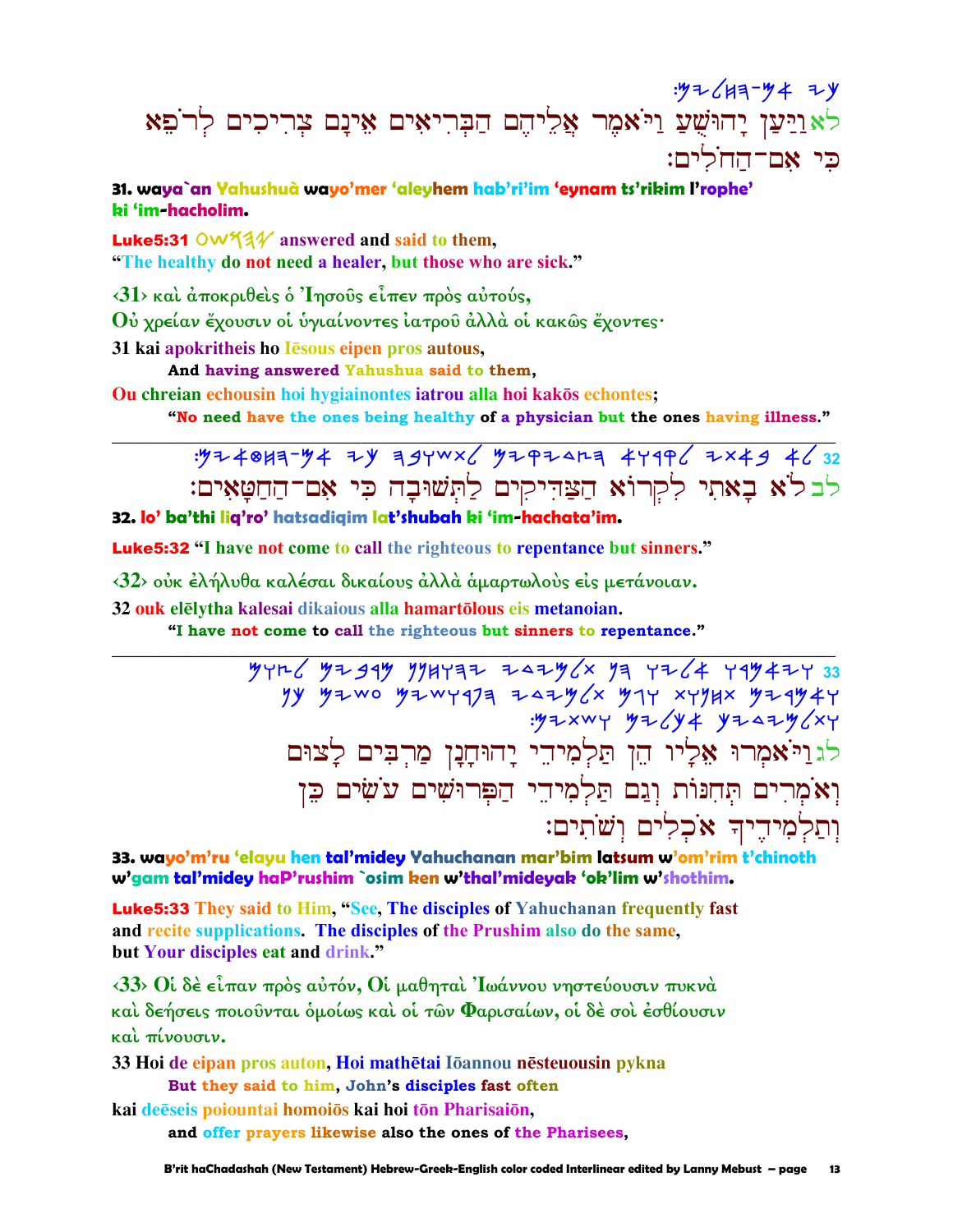:𐤌𐤉𐤋𐤇𐤄-𐤌𐤀 𐤉𐤊

לא וַיַּעַן יָהוּשֻׁעַ וַיֹּאמֶר אֲלֵיהֶם הַבְּרִיאִים אֵינָם צְרִיכִים לְרֹפֵא כִּי אִם־הַחֹלִים׃

**31. waya`an Yahushuà wayo'mer 'aleyhem hab'ri'im 'eynam ts'rikim l'rophe' ki 'im-hacholim.**

**Luke5:31** 𐤏𐤔𐤅𐤄𐤉 answered and said to them, "The healthy do not need a healer, but those who are sick."

‹31› καὶ ἀποκριθεὶς ὁ Ἰησοῦς εἶπεν πρὸς αὐτούς, Οὐ χρείαν ἔχουσιν οἱ ὑγιαίνοντες ἰατροῦ ἀλλὰ οἱ κακῶς ἔχοντες·

31 kai apokritheis ho Iēsous eipen pros autous,
**And having answered Yahushua said to them,**
Ou chreian echousin hoi hygiainontes iatrou alla hoi kakōs echontes;
**"No need have the ones being healthy of a physician but the ones having illness."**

---

32 :𐤌𐤉𐤀𐤈𐤇𐤄-𐤌𐤀 𐤉𐤊 𐤄𐤁𐤅𐤔𐤕𐤋 𐤌𐤉𐤒𐤉𐤃𐤑𐤄 𐤀𐤅𐤓𐤒𐤋 𐤉𐤕𐤀𐤁 𐤀𐤋

לב לֹא בָאתִי לִקְרוֹא הַצַּדִּיקִים לִתְשׁוּבָה כִּי אִם־הַחַטָּאִים׃

**32. lo' ba'thi liq'ro' hatsadiqim lat'shubah ki 'im-hachata'im.**

**Luke5:32** "I have not come to call the righteous to repentance but sinners."

‹32› οὐκ ἐλήλυθα καλέσαι δικαίους ἀλλὰ ἁμαρτωλοὺς εἰς μετάνοιαν.

32 ouk elēlytha kalesai dikaious alla hamartōlous eis metanoian.
**"I have not come to call the righteous but sinners to repentance."**

---

33 𐤌𐤅𐤑𐤋 𐤌𐤉𐤁𐤓𐤌 𐤍𐤍𐤇𐤅𐤄𐤉 𐤉𐤃𐤉𐤌𐤋𐤕 𐤍𐤄 𐤅𐤉𐤋𐤀 𐤅𐤓𐤌𐤀𐤉𐤅
𐤍𐤊 𐤌𐤉𐤔𐤏 𐤌𐤉𐤔𐤅𐤓𐤐𐤄 𐤉𐤃𐤉𐤌𐤋𐤕 𐤌𐤂𐤅 𐤕𐤅𐤍𐤇𐤕 𐤌𐤉𐤓𐤌𐤀𐤅
:𐤌𐤉𐤕𐤔𐤅 𐤌𐤉𐤋𐤊𐤀 𐤊𐤉𐤃𐤉𐤌𐤋𐤕𐤅

לג וַיֹּאמְרוּ אֵלָיו הֵן תַּלְמִידֵי יָהוּחָנָן מַרְבִּים לָצוּם וְאֹמְרִים תְּחִנּוֹת וְגַם תַּלְמִידֵי הַפְּרוּשִׁים עֹשִׂים כֵּן וְתַלְמִידֶיךָ אֹכְלִים וְשֹׁתִים׃

**33. wayo'm'ru 'elayu hen tal'midey Yahuchanan mar'bim latsum w'om'rim t'chinoth w'gam tal'midey haP'rushim `osim ken w'thal'mideyak 'ok'lim w'shothim.**

**Luke5:33** They said to Him, "See, The disciples of Yahuchanan frequently fast and recite supplications. The disciples of the Prushim also do the same, but Your disciples eat and drink."

‹33› Οἱ δὲ εἶπαν πρὸς αὐτόν, Οἱ μαθηταὶ Ἰωάννου νηστεύουσιν πυκνὰ καὶ δεήσεις ποιοῦνται ὁμοίως καὶ οἱ τῶν Φαρισαίων, οἱ δὲ σοὶ ἐσθίουσιν καὶ πίνουσιν.

33 Hoi de eipan pros auton, Hoi mathētai Iōannou nēsteuousin pykna
**But they said to him, John's disciples fast often**
kai deēseis poiountai homoiōs kai hoi tōn Pharisaiōn,
**and offer prayers likewise also the ones of the Pharisees,**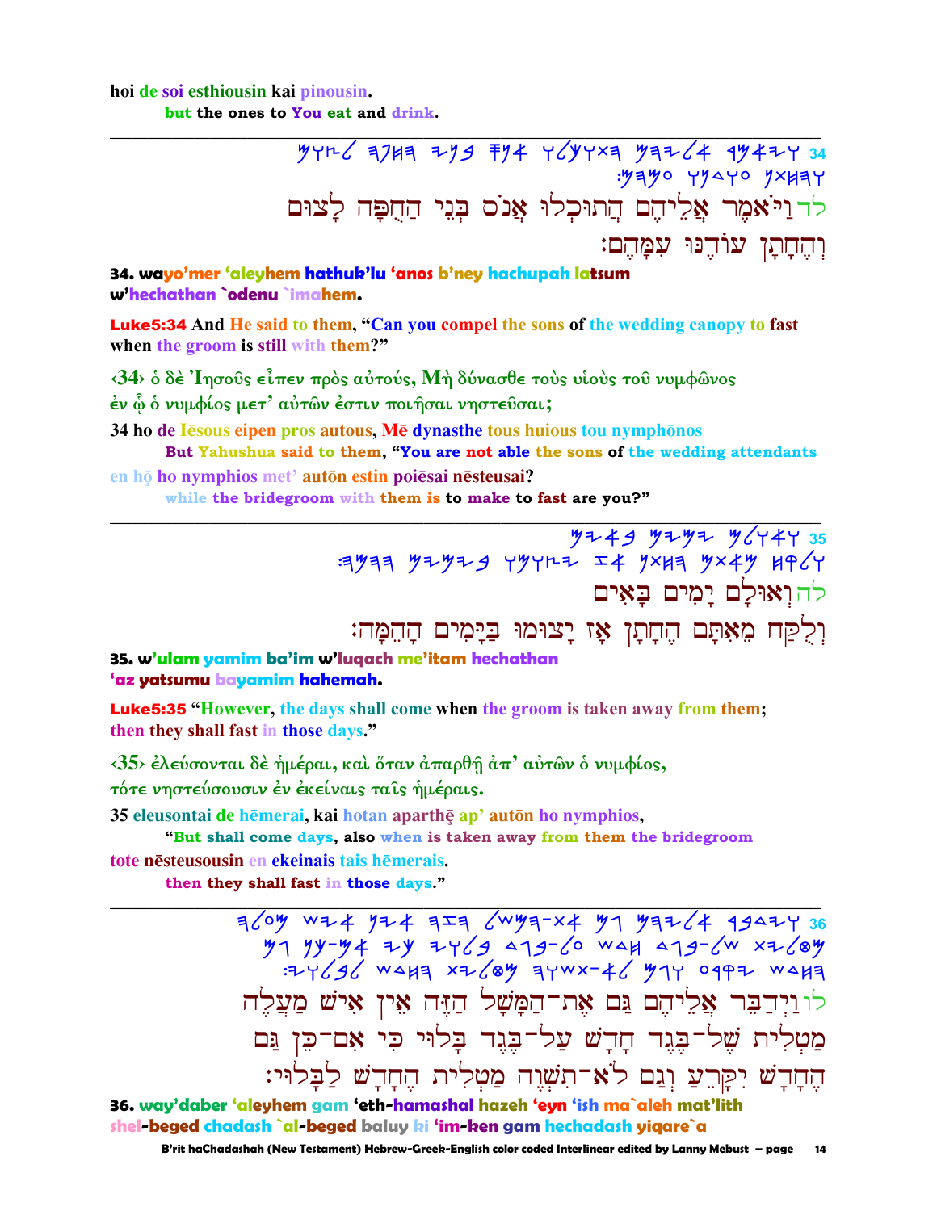hoi de soi esthiousin kai pinousin.
but the ones to You eat and drink.

---

34 ויאמר אליהם התוכלו אנס בני החפה לצום והחתן עודנו עמהם:

לד וַיֹּאמֶר אֲלֵיהֶם הֲתוּכְלוּ אֱנֹס בְּנֵי הַחֻפָּה לָצוּם וְהֶחָתָן עוֹדֶנּוּ עִמָּהֶם:

**34. wayo'mer 'aleyhem hathuk'lu 'anos b'ney hachupah latsum w'hechathan `odenu `imahem.**

**Luke5:34** And He said to them, "Can you compel the sons of the wedding canopy to fast when the groom is still with them?"

‹34› ὁ δὲ Ἰησοῦς εἶπεν πρὸς αὐτούς, Μὴ δύνασθε τοὺς υἱοὺς τοῦ νυμφῶνος ἐν ᾧ ὁ νυμφίος μετ' αὐτῶν ἐστιν ποιῆσαι νηστεῦσαι;

34 ho de Iēsous eipen pros autous, Mē dynasthe tous huious tou nymphōnos
But Yahushua said to them, "You are not able the sons of the wedding attendants
en hō ho nymphios met' autōn estin poiēsai nēsteusai?
while the bridegroom with them is to make to fast are you?"

---

35 ואולם ימים באים ולקח מאתם החתן אז יצומו בימים ההמה:

לה וְאוּלָם יָמִים בָּאִים וְלֻקַּח מֵאִתָּם הֶחָתָן אָז יָצוּמוּ בַּיָּמִים הָהֵמָּה:

**35. w'ulam yamim ba'im w'luqach me'itam hechathan 'az yatsumu bayamim hahemah.**

**Luke5:35** "However, the days shall come when the groom is taken away from them; then they shall fast in those days."

‹35› ἐλεύσονται δὲ ἡμέραι, καὶ ὅταν ἀπαρθῇ ἀπ' αὐτῶν ὁ νυμφίος, τότε νηστεύσουσιν ἐν ἐκείναις ταῖς ἡμέραις.

35 eleusontai de hēmerai, kai hotan aparthē ap' autōn ho nymphios,
"But shall come days, also when is taken away from them the bridegroom
tote nēsteusousin en ekeinais tais hēmerais.
then they shall fast in those days."

---

36 וידבר אליהם גם את-המשל הזה אין איש מעלה מטלית של-בגד חדש על-בגד בלוי כי אם-כן גם החדש יקרע וגם לא-תשוה מטלית החדש לבלוי:

לו וַיְדַבֵּר אֲלֵיהֶם גַּם אֶת־הַמָּשָׁל הַזֶּה אֵין אִישׁ מַעֲלֶה מַטְלִית שֶׁל־בֶּגֶד חָדָשׁ עַל־בֶּגֶד בָּלוּי כִּי אִם־כֵּן גַּם הֶחָדָשׁ יִקָּרֵעַ וְגַם לֹא־תִשְׁוֶה מַטְלִית הֶחָדָשׁ לַבָּלוּי:

**36. way'daber 'aleyhem gam 'eth-hamashal hazeh 'eyn 'ish ma`aleh mat'lith shel-beged chadash `al-beged baluy ki 'im-ken gam hechadash yiqare`a**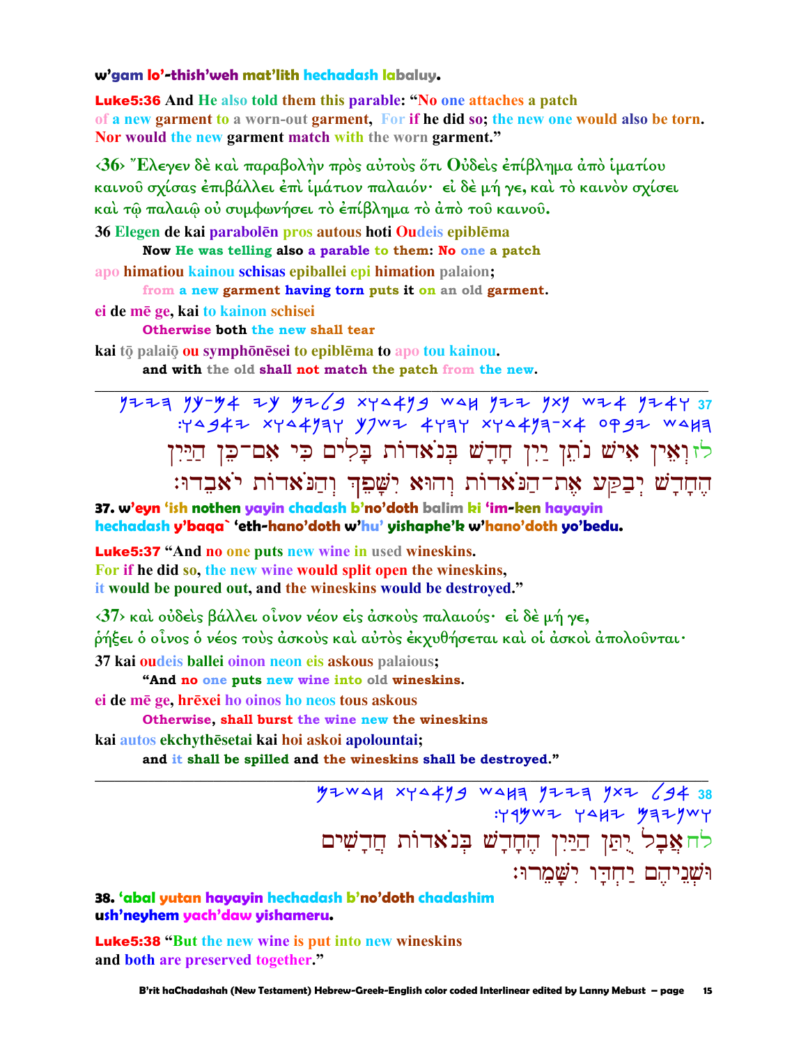**w'gam lo'-thish'weh mat'lith hechadash labaluy.**

**Luke5:36 And He also told them this parable: "No one attaches a patch of a new garment to a worn-out garment, For if he did so; the new one would also be torn. Nor would the new garment match with the worn garment."**

‹36› Ἔλεγεν δὲ καὶ παραβολὴν πρὸς αὐτοὺς ὅτι Οὐδεὶς ἐπίβλημα ἀπὸ ἱματίου καινοῦ σχίσας ἐπιβάλλει ἐπὶ ἱμάτιον παλαιόν· εἰ δὲ μή γε, καὶ τὸ καινὸν σχίσει καὶ τῷ παλαιῷ οὐ συμφωνήσει τὸ ἐπίβλημα τὸ ἀπὸ τοῦ καινοῦ.

**36 Elegen de kai parabolēn pros autous hoti Oudeis epiblēma**
**Now He was telling also a parable to them: No one a patch**

**apo himatiou kainou schisas epiballei epi himation palaion;**
**from a new garment having torn puts it on an old garment.**

**ei de mē ge, kai to kainon schisei**
**Otherwise both the new shall tear**

**kai tō palaiō ou symphōnēsei to epiblēma to apo tou kainou.**
**and with the old shall not match the patch from the new.**

---

37 ואין איש נתן יין חדש בנאדות בלים כי אם־כן היין החדש יבקע את־הנאדות והוא ישפך והנאדות יאבדו:

לז וְאֵין אִישׁ נֹתֵן יַיִן חָדָשׁ בְּנֹאדוֹת בָּלִים כִּי אִם־כֵּן הַיַּיִן הֶחָדָשׁ יְבַקַּע אֶת־הַנֹּאדוֹת וְהוּא יִשָּׁפֵךְ וְהַנֹּאדוֹת יֹאבֵדוּ׃

**37. w'eyn 'ish nothen yayin chadash b'no'doth balim ki 'im-ken hayayin hechadash y'baqa` 'eth-hano'doth w'hu' yishaphe'k w'hano'doth yo'bedu.**

**Luke5:37 "And no one puts new wine in used wineskins. For if he did so, the new wine would split open the wineskins, it would be poured out, and the wineskins would be destroyed."**

‹37› καὶ οὐδεὶς βάλλει οἶνον νέον εἰς ἀσκοὺς παλαιούς· εἰ δὲ μή γε, ῥήξει ὁ οἶνος ὁ νέος τοὺς ἀσκοὺς καὶ αὐτὸς ἐκχυθήσεται καὶ οἱ ἀσκοὶ ἀπολοῦνται·

**37 kai oudeis ballei oinon neon eis askous palaious;**
**"And no one puts new wine into old wineskins.**

**ei de mē ge, hrēxei ho oinos ho neos tous askous**
**Otherwise, shall burst the wine new the wineskins**

**kai autos ekchythēsetai kai hoi askoi apolountai;**
**and it shall be spilled and the wineskins shall be destroyed."**

---

38 אבל יתן היין החדש בנאדות חדשים ושניהם יחדו ישמרו:

לח אֲבָל יֻתַּן הַיַּיִן הֶחָדָשׁ בְּנֹאדוֹת חֲדָשִׁים וּשְׁנֵיהֶם יַחְדָּו יִשָּׁמֵרוּ׃

**38. 'abal yutan hayayin hechadash b'no'doth chadashim ush'neyhem yach'daw yishameru.**

**Luke5:38 "But the new wine is put into new wineskins and both are preserved together."**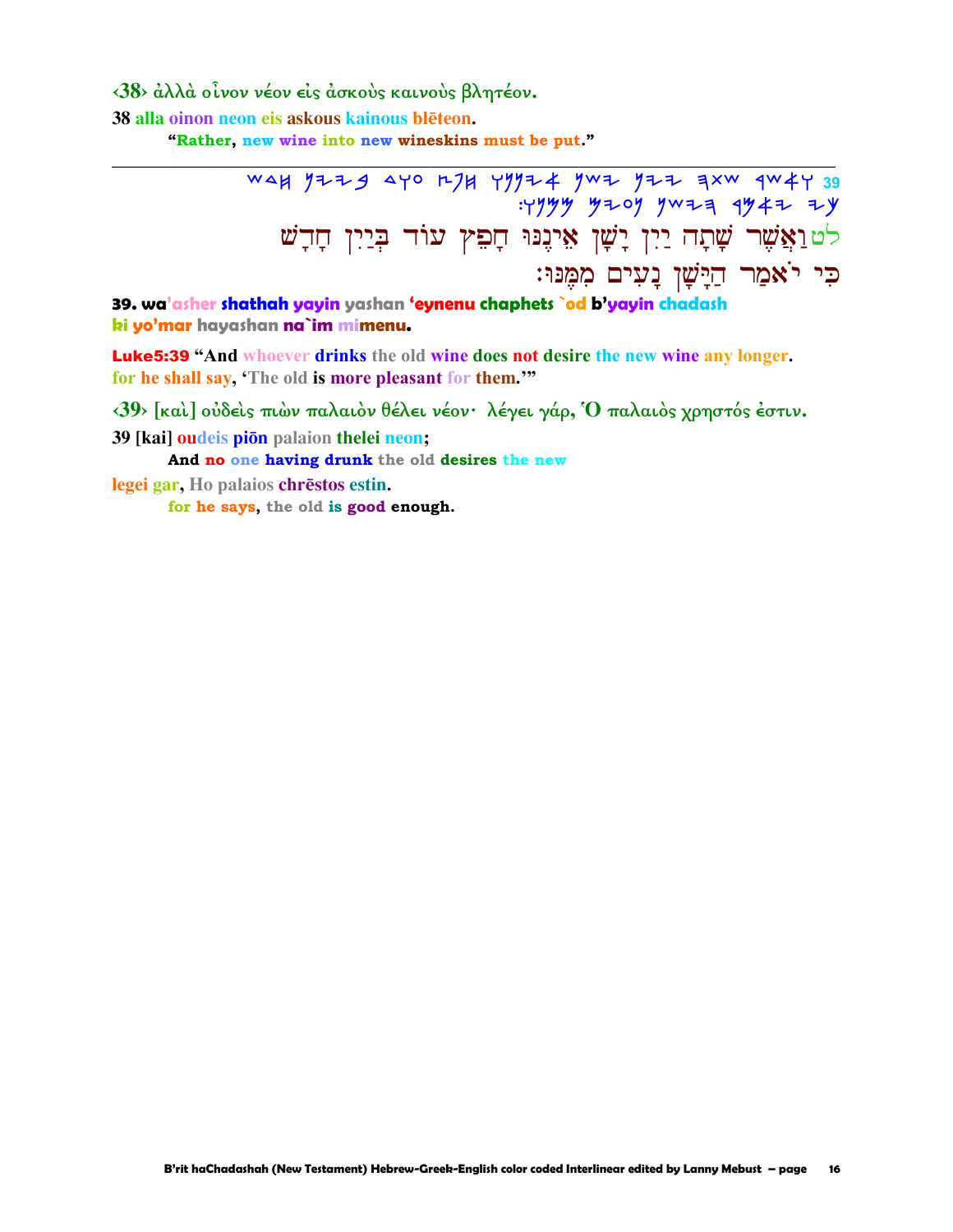‹38› ἀλλὰ οἶνον νέον εἰς ἀσκοὺς καινοὺς βλητέον.

38 alla oinon neon eis askous kainous blēteon.

"Rather, new wine into new wineskins must be put."

---

לטוַאֲשֶׁר שָׁתָה יַיִן יָשָׁן אֵינֶנּוּ חָפֵץ עוֹד בְּיַיִן חָדָשׁ כִּי יֹאמַר הַיָּשָׁן נָעִים מִמֶּנּוּ׃

**39. wa'asher shathah yayin yashan 'eynenu chaphets `od b'yayin chadash ki yo'mar hayashan na`im mimenu.**

**Luke5:39** "And whoever drinks the old wine does not desire the new wine any longer. for he shall say, 'The old is more pleasant for them.'"

‹39› [καὶ] οὐδεὶς πιὼν παλαιὸν θέλει νέον· λέγει γάρ, Ὁ παλαιὸς χρηστός ἐστιν.

39 [kai] oudeis piōn palaion thelei neon;

And no one having drunk the old desires the new

legei gar, Ho palaios chrēstos estin.

for he says, the old is good enough.